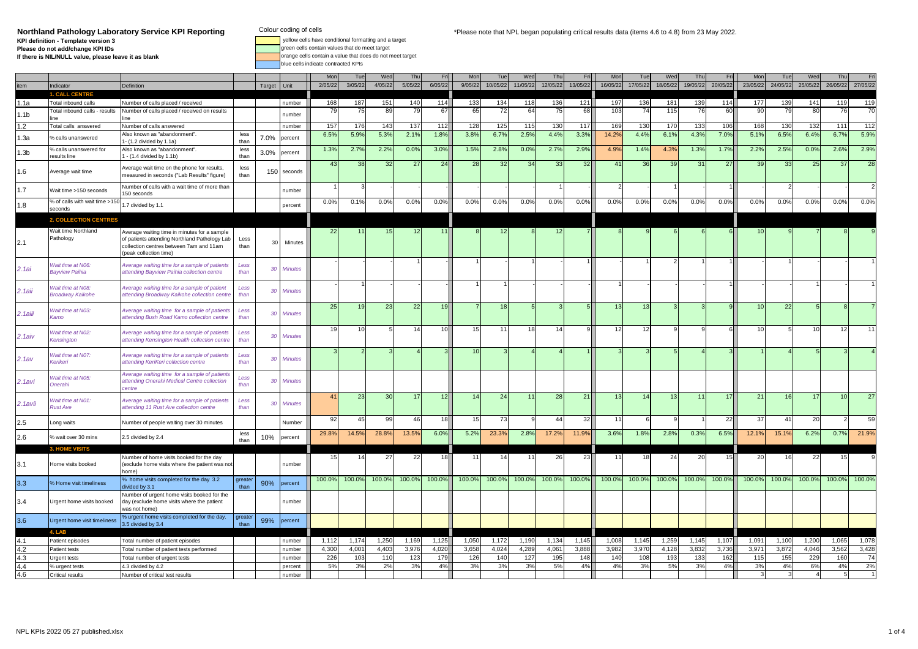# Northland Pathology Laboratory Service KPI Reporting

**KPI definition - Template version 3**
**Please do not add/change KPI IDs**
**If there is NIL/NULL value, please leave it as blank**

Colour coding of cells
- yellow cells have conditional formatting and a target
- green cells contain values that do meet target
- orange cells contain a value that does do not meet target
- blue cells indicate contracted KPIs

*Please note that NPL began populating critical results data (items 4.6 to 4.8) from 23 May 2022.

| Item | Indicator | Definition | | Target | Unit | Mon 2/05/22 | Tue 3/05/22 | Wed 4/05/22 | Thu 5/05/22 | Fri 6/05/22 | Mon 9/05/22 | Tue 10/05/22 | Wed 11/05/22 | Thu 12/05/22 | Fri 13/05/22 | Mon 16/05/22 | Tue 17/05/22 | Wed 18/05/22 | Thu 19/05/22 | Fri 20/05/22 | Mon 23/05/22 | Tue 24/05/22 | Wed 25/05/22 | Thu 26/05/22 | Fri 27/05/22 |
|---|---|---|---|---|---|---|---|---|---|---|---|---|---|---|---|---|---|---|---|---|---|---|---|---|---|
| | **1. CALL CENTRE** | | | | | | | | | | | | | | | | | | | | | | | | |
| 1.1a | Total inbound calls | Number of calls placed / received | | | number | 168 | 187 | 151 | 140 | 114 | 133 | 134 | 118 | 136 | 121 | 197 | 136 | 181 | 139 | 114 | 177 | 139 | 141 | 119 | 119 |
| 1.1b | Total inbound calls - results line | Number of calls placed / received on results line | | | number | 79 | 75 | 89 | 79 | 67 | 65 | 72 | 64 | 75 | 68 | 103 | 74 | 115 | 76 | 60 | 90 | 79 | 80 | 76 | 70 |
| 1.2 | Total calls answered | Number of calls answered | | | number | 157 | 176 | 143 | 137 | 112 | 128 | 125 | 115 | 130 | 117 | 169 | 130 | 170 | 133 | 106 | 168 | 130 | 132 | 111 | 112 |
| 1.3a | % calls unanswered | Also known as "abandonment". 1- (1.2 divided by 1.1a) | less than | 7.0% | percent | 6.5% | 5.9% | 5.3% | 2.1% | 1.8% | 3.8% | 6.7% | 2.5% | 4.4% | 3.3% | 14.2% | 4.4% | 6.1% | 4.3% | 7.0% | 5.1% | 6.5% | 6.4% | 6.7% | 5.9% |
| 1.3b | % calls unanswered for results line | Also known as "abandonment". 1 - (1.4 divided by 1.1b) | less than | 3.0% | percent | 1.3% | 2.7% | 2.2% | 0.0% | 3.0% | 1.5% | 2.8% | 0.0% | 2.7% | 2.9% | 4.9% | 1.4% | 4.3% | 1.3% | 1.7% | 2.2% | 2.5% | 0.0% | 2.6% | 2.9% |
| 1.6 | Average wait time | Average wait time on the phone for results, measured in seconds ("Lab Results" figure) | less than | 150 | seconds | 43 | 38 | 32 | 27 | 24 | 28 | 32 | 34 | 33 | 32 | 41 | 36 | 39 | 31 | 27 | 39 | 33 | 25 | 37 | 28 |
| 1.7 | Wait time >150 seconds | Number of calls with a wait time of more than 150 seconds | | | number | 1 | 3 | - | - | - | - | - | - | 1 | - | 2 | - | 1 | - | 1 | - | 2 | - | - | 2 |
| 1.8 | % of calls with wait time >150 seconds | 1.7 divided by 1.1 | | | percent | 0.0% | 0.1% | 0.0% | 0.0% | 0.0% | 0.0% | 0.0% | 0.0% | 0.0% | 0.0% | 0.0% | 0.0% | 0.0% | 0.0% | 0.0% | 0.0% | 0.0% | 0.0% | 0.0% | 0.0% |
| | **2. COLLECTION CENTRES** | | | | | | | | | | | | | | | | | | | | | | | | |
| 2.1 | Wait time Northland Pathology | Average waiting time in minutes for a sample of patients attending Northland Pathology Lab collection centres between 7am and 11am (peak collection time) | Less than | 30 | Minutes | 22 | 11 | 15 | 12 | 11 | 8 | 12 | 8 | 12 | 7 | 8 | 9 | 6 | 6 | 6 | 10 | 9 | 7 | 8 | 9 |
| *2.1ai* | *Wait time at N06: Bayview Paihia* | *Average waiting time for a sample of patients attending Bayview Paihia collection centre* | *Less than* | *30* | *Minutes* | - | - | - | 1 | - | 1 | - | 1 | - | 1 | - | 1 | 2 | 1 | 1 | - | 1 | - | - | 1 |
| *2.1aii* | *Wait time at N08: Broadway Kaikohe* | *Average waiting time for a sample of patient attending Broadway Kaikohe collection centre* | *Less than* | *30* | *Minutes* | - | 1 | - | - | - | 1 | 1 | - | - | - | 1 | - | - | - | 1 | - | - | 1 | - | 1 |
| *2.1aiii* | *Wait time at N03: Kamo* | *Average waiting time for a sample of patients attending Bush Road Kamo collection centre* | *Less than* | *30* | *Minutes* | 25 | 19 | 23 | 22 | 19 | 7 | 18 | 5 | 3 | 5 | 13 | 13 | 3 | 3 | 9 | 10 | 22 | 5 | 8 | 7 |
| *2.1aiv* | *Wait time at N02: Kensington* | *Average waiting time for a sample of patients attending Kensington Health collection centre* | *Less than* | *30* | *Minutes* | 19 | 10 | 5 | 14 | 10 | 15 | 11 | 18 | 14 | 9 | 12 | 12 | 9 | 9 | 6 | 10 | 5 | 10 | 12 | 11 |
| *2.1av* | *Wait time at N07: Kerikeri* | *Average waiting time for a sample of patients attending KeriKeri collection centre* | *Less than* | *30* | *Minutes* | 3 | 2 | 3 | 4 | 3 | 10 | 3 | 4 | 4 | 1 | 3 | 3 | 5 | 4 | 3 | 1 | 4 | 5 | 3 | 4 |
| *2.1avi* | *Wait time at N05: Onerahi* | *Average waiting time for a sample of patients attending Onerahi Medical Centre collection centre* | *Less than* | *30* | *Minutes* | | | | | | | | | | | | | | | | | | | | |
| *2.1avii* | *Wait time at N01: Rust Ave* | *Average waiting time for a sample of patients attending 11 Rust Ave collection centre* | *Less than* | *30* | *Minutes* | 41 | 23 | 30 | 17 | 12 | 14 | 24 | 11 | 28 | 21 | 13 | 14 | 13 | 11 | 17 | 21 | 16 | 17 | 10 | 27 |
| 2.5 | Long waits | Number of people waiting over 30 minutes | | | Number | 92 | 45 | 99 | 46 | 18 | 15 | 73 | 9 | 44 | 32 | 11 | 6 | 9 | 1 | 22 | 37 | 41 | 20 | 2 | 59 |
| 2.6 | % wait over 30 mins | 2.5 divided by 2.4 | less than | 10% | percent | 29.8% | 14.5% | 28.8% | 13.5% | 6.0% | 5.2% | 23.3% | 2.8% | 17.2% | 11.9% | 3.6% | 1.8% | 2.8% | 0.3% | 6.5% | 12.1% | 15.1% | 6.2% | 0.7% | 21.9% |
| | **3. HOME VISITS** | | | | | | | | | | | | | | | | | | | | | | | | |
| 3.1 | Home visits booked | Number of home visits booked for the day (exclude home visits where the patient was not home) | | | number | 15 | 14 | 27 | 22 | 18 | 11 | 14 | 11 | 26 | 23 | 11 | 18 | 24 | 20 | 15 | 20 | 16 | 22 | 15 | 9 |
| 3.3 | % Home visit timeliness | % home visits completed for the day 3.2 divided by 3.1 | greater than | 90% | percent | 100.0% | 100.0% | 100.0% | 100.0% | 100.0% | 100.0% | 100.0% | 100.0% | 100.0% | 100.0% | 100.0% | 100.0% | 100.0% | 100.0% | 100.0% | 100.0% | 100.0% | 100.0% | 100.0% | 100.0% |
| 3.4 | Urgent home visits booked | Number of urgent home visits booked for the day (exclude home visits where the patient was not home) | | | number | | | | | | | | | | | | | | | | | | | | |
| 3.6 | Urgent home visit timeliness | % urgent home visits completed for the day. 3.5 divided by 3.4 | greater than | 99% | percent | | | | | | | | | | | | | | | | | | | | |
| | **4. LAB** | | | | | | | | | | | | | | | | | | | | | | | | |
| 4.1 | Patient episodes | Total number of patient episodes | | | number | 1,112 | 1,174 | 1,250 | 1,169 | 1,125 | 1,050 | 1,172 | 1,190 | 1,134 | 1,145 | 1,008 | 1,145 | 1,259 | 1,145 | 1,107 | 1,091 | 1,100 | 1,200 | 1,065 | 1,078 |
| 4.2 | Patient tests | Total number of patient tests performed | | | number | 4,300 | 4,001 | 4,403 | 3,976 | 4,020 | 3,658 | 4,024 | 4,289 | 4,061 | 3,888 | 3,982 | 3,970 | 4,128 | 3,832 | 3,736 | 3,971 | 3,872 | 4,046 | 3,562 | 3,428 |
| 4.3 | Urgent tests | Total number of urgent tests | | | number | 226 | 103 | 110 | 123 | 179 | 126 | 140 | 127 | 195 | 148 | 140 | 108 | 193 | 133 | 162 | 115 | 155 | 229 | 160 | 74 |
| 4.4 | % urgent tests | 4.3 divided by 4.2 | | | percent | 5% | 3% | 2% | 3% | 4% | 3% | 3% | 3% | 5% | 4% | 4% | 3% | 5% | 3% | 4% | 3% | 4% | 6% | 4% | 2% |
| 4.6 | Critical results | Number of critical test results | | | number | | | | | | | | | | | | | | | | 3 | 3 | 4 | 5 | 1 |

NPL KPIs 2022 05 27 published.xlsx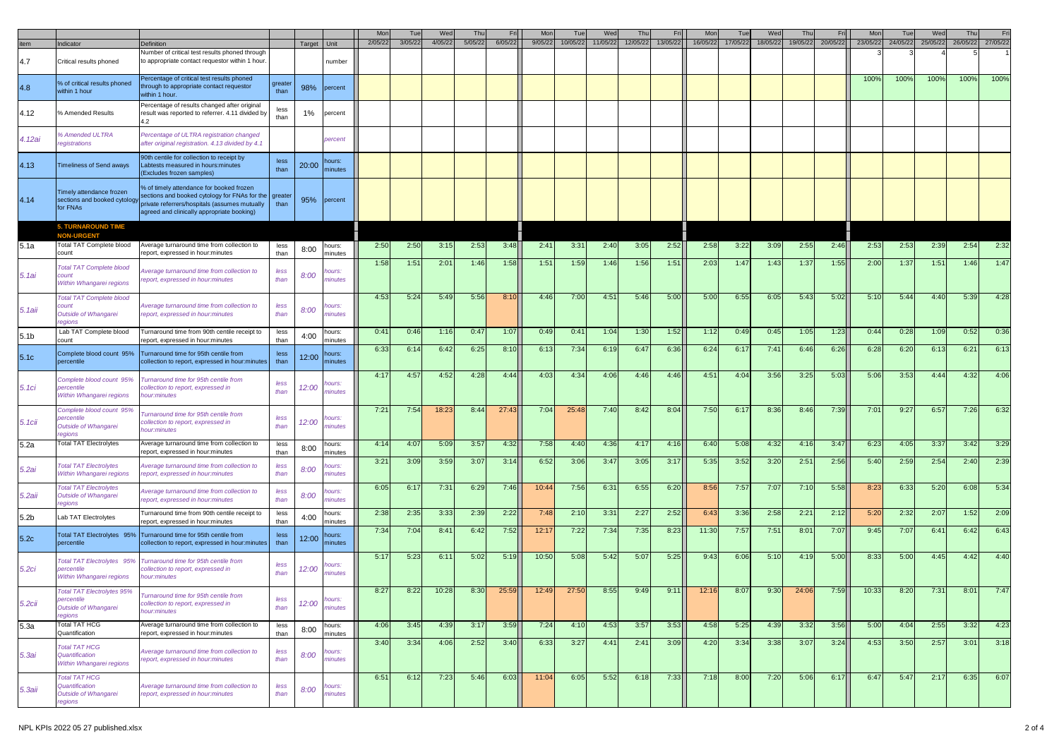| item | Indicator | Definition | | Target | Unit | Mon 2/05/22 | Tue 3/05/22 | Wed 4/05/22 | Thu 5/05/22 | Fri 6/05/22 | Mon 9/05/22 | Tue 10/05/22 | Wed 11/05/22 | Thu 12/05/22 | Fri 13/05/22 | Mon 16/05/22 | Tue 17/05/22 | Wed 18/05/22 | Thu 19/05/22 | Fri 20/05/22 | Mon 23/05/22 | Tue 24/05/22 | Wed 25/05/22 | Thu 26/05/22 | Fri 27/05/22 |
|---|---|---|---|---|---|---|---|---|---|---|---|---|---|---|---|---|---|---|---|---|---|---|---|---|---|
| 4.7 | Critical results phoned | Number of critical test results phoned through to appropriate contact requestor within 1 hour. | | | number | | | | | | | | | | | | | | | | 3 | 3 | 4 | 5 | 1 |
| 4.8 | % of critical results phoned within 1 hour | Percentage of critical test results phoned through to appropriate contact requestor within 1 hour. | greater than | 98% | percent | | | | | | | | | | | | | | | | 100% | 100% | 100% | 100% | 100% |
| 4.12 | % Amended Results | Percentage of results changed after original result was reported to referrer. 4.11 divided by 4.2 | less than | 1% | percent | | | | | | | | | | | | | | | | | | | | |
| *4.12ai* | *% Amended ULTRA registrations* | *Percentage of ULTRA registration changed after original registration. 4.13 divided by 4.1* | | | *percent* | | | | | | | | | | | | | | | | | | | | |
| 4.13 | Timeliness of Send aways | 90th centile for collection to receipt by Labtests measured in hours:minutes (Excludes frozen samples) | less than | 20:00 | hours: minutes | | | | | | | | | | | | | | | | | | | | |
| 4.14 | Timely attendance frozen sections and booked cytology for FNAs | % of timely attendance for booked frozen sections and booked cytology for FNAs for the private referrers/hospitals (assumes mutually agreed and clinically appropriate booking) | greater than | 95% | percent | | | | | | | | | | | | | | | | | | | | |
| | **5. TURNAROUND TIME NON-URGENT** | | | | | | | | | | | | | | | | | | | | | | | | |
| 5.1a | Total TAT Complete blood count | Average turnaround time from collection to report, expressed in hour:minutes | less than | 8:00 | hours: minutes | 2:50 | 2:50 | 3:15 | 2:53 | 3:48 | 2:41 | 3:31 | 2:40 | 3:05 | 2:52 | 2:58 | 3:22 | 3:09 | 2:55 | 2:46 | 2:53 | 2:53 | 2:39 | 2:54 | 2:32 |
| *5.1ai* | *Total TAT Complete blood count Within Whangarei regions* | *Average turnaround time from collection to report, expressed in hour:minutes* | *less than* | *8:00* | *hours: minutes* | 1:58 | 1:51 | 2:01 | 1:46 | 1:58 | 1:51 | 1:59 | 1:46 | 1:56 | 1:51 | 2:03 | 1:47 | 1:43 | 1:37 | 1:55 | 2:00 | 1:37 | 1:51 | 1:46 | 1:47 |
| *5.1aii* | *Total TAT Complete blood count Outside of Whangarei regions* | *Average turnaround time from collection to report, expressed in hour:minutes* | *less than* | *8:00* | *hours: minutes* | 4:53 | 5:24 | 5:49 | 5:56 | 8:10 | 4:46 | 7:00 | 4:51 | 5:46 | 5:00 | 5:00 | 6:55 | 6:05 | 5:43 | 5:02 | 5:10 | 5:44 | 4:40 | 5:39 | 4:28 |
| 5.1b | Lab TAT Complete blood count | Turnaround time from 90th centile receipt to report, expressed in hour:minutes | less than | 4:00 | hours: minutes | 0:41 | 0:46 | 1:16 | 0:47 | 1:07 | 0:49 | 0:41 | 1:04 | 1:30 | 1:52 | 1:12 | 0:49 | 0:45 | 1:05 | 1:23 | 0:44 | 0:28 | 1:09 | 0:52 | 0:36 |
| 5.1c | Complete blood count 95% percentile | Turnaround time for 95th centile from collection to report, expressed in hour:minutes | less than | 12:00 | hours: minutes | 6:33 | 6:14 | 6:42 | 6:25 | 8:10 | 6:13 | 7:34 | 6:19 | 6:47 | 6:36 | 6:24 | 6:17 | 7:41 | 6:46 | 6:26 | 6:28 | 6:20 | 6:13 | 6:21 | 6:13 |
| *5.1ci* | *Complete blood count 95% percentile Within Whangarei regions* | *Turnaround time for 95th centile from collection to report, expressed in hour:minutes* | *less than* | *12:00* | *hours: minutes* | 4:17 | 4:57 | 4:52 | 4:28 | 4:44 | 4:03 | 4:34 | 4:06 | 4:46 | 4:46 | 4:51 | 4:04 | 3:56 | 3:25 | 5:03 | 5:06 | 3:53 | 4:44 | 4:32 | 4:06 |
| *5.1cii* | *Complete blood count 95% percentile Outside of Whangarei regions* | *Turnaround time for 95th centile from collection to report, expressed in hour:minutes* | *less than* | *12:00* | *hours: minutes* | 7:21 | 7:54 | 18:23 | 8:44 | 27:43 | 7:04 | 25:48 | 7:40 | 8:42 | 8:04 | 7:50 | 6:17 | 8:36 | 8:46 | 7:39 | 7:01 | 9:27 | 6:57 | 7:26 | 6:32 |
| 5.2a | Total TAT Electrolytes | Average turnaround time from collection to report, expressed in hour:minutes | less than | 8:00 | hours: minutes | 4:14 | 4:07 | 5:09 | 3:57 | 4:32 | 7:58 | 4:40 | 4:36 | 4:17 | 4:16 | 6:40 | 5:08 | 4:32 | 4:16 | 3:47 | 6:23 | 4:05 | 3:37 | 3:42 | 3:29 |
| *5.2ai* | *Total TAT Electrolytes Within Whangarei regions* | *Average turnaround time from collection to report, expressed in hour:minutes* | *less than* | *8:00* | *hours: minutes* | 3:21 | 3:09 | 3:59 | 3:07 | 3:14 | 6:52 | 3:06 | 3:47 | 3:05 | 3:17 | 5:35 | 3:52 | 3:20 | 2:51 | 2:56 | 5:40 | 2:59 | 2:54 | 2:40 | 2:39 |
| *5.2aii* | *Total TAT Electrolytes Outside of Whangarei regions* | *Average turnaround time from collection to report, expressed in hour:minutes* | *less than* | *8:00* | *hours: minutes* | 6:05 | 6:17 | 7:31 | 6:29 | 7:46 | 10:44 | 7:56 | 6:31 | 6:55 | 6:20 | 8:56 | 7:57 | 7:07 | 7:10 | 5:58 | 8:23 | 6:33 | 5:20 | 6:08 | 5:34 |
| 5.2b | Lab TAT Electrolytes | Turnaround time from 90th centile receipt to report, expressed in hour:minutes | less than | 4:00 | hours: minutes | 2:38 | 2:35 | 3:33 | 2:39 | 2:22 | 7:48 | 2:10 | 3:31 | 2:27 | 2:52 | 6:43 | 3:36 | 2:58 | 2:21 | 2:12 | 5:20 | 2:32 | 2:07 | 1:52 | 2:09 |
| 5.2c | Total TAT Electrolytes 95% percentile | Turnaround time for 95th centile from collection to report, expressed in hour:minutes | less than | 12:00 | hours: minutes | 7:34 | 7:04 | 8:41 | 6:42 | 7:52 | 12:17 | 7:22 | 7:34 | 7:35 | 8:23 | 11:30 | 7:57 | 7:51 | 8:01 | 7:07 | 9:45 | 7:07 | 6:41 | 6:42 | 6:43 |
| *5.2ci* | *Total TAT Electrolytes 95% percentile Within Whangarei regions* | *Turnaround time for 95th centile from collection to report, expressed in hour:minutes* | *less than* | *12:00* | *hours: minutes* | 5:17 | 5:23 | 6:11 | 5:02 | 5:19 | 10:50 | 5:08 | 5:42 | 5:07 | 5:25 | 9:43 | 6:06 | 5:10 | 4:19 | 5:00 | 8:33 | 5:00 | 4:45 | 4:42 | 4:40 |
| *5.2cii* | *Total TAT Electrolytes 95% percentile Outside of Whangarei regions* | *Turnaround time for 95th centile from collection to report, expressed in hour:minutes* | *less than* | *12:00* | *hours: minutes* | 8:27 | 8:22 | 10:28 | 8:30 | 25:59 | 12:49 | 27:50 | 8:55 | 9:49 | 9:11 | 12:16 | 8:07 | 9:30 | 24:06 | 7:59 | 10:33 | 8:20 | 7:31 | 8:01 | 7:47 |
| 5.3a | Total TAT HCG Quantification | Average turnaround time from collection to report, expressed in hour:minutes | less than | 8:00 | hours: minutes | 4:06 | 3:45 | 4:39 | 3:17 | 3:59 | 7:24 | 4:10 | 4:53 | 3:57 | 3:53 | 4:58 | 5:25 | 4:39 | 3:32 | 3:56 | 5:00 | 4:04 | 2:55 | 3:32 | 4:23 |
| *5.3ai* | *Total TAT HCG Quantification Within Whangarei regions* | *Average turnaround time from collection to report, expressed in hour:minutes* | *less than* | *8:00* | *hours: minutes* | 3:40 | 3:34 | 4:06 | 2:52 | 3:40 | 6:33 | 3:27 | 4:41 | 2:41 | 3:09 | 4:20 | 3:34 | 3:38 | 3:07 | 3:24 | 4:53 | 3:50 | 2:57 | 3:01 | 3:18 |
| *5.3aii* | *Total TAT HCG Quantification Outside of Whangarei regions* | *Average turnaround time from collection to report, expressed in hour:minutes* | *less than* | *8:00* | *hours: minutes* | 6:51 | 6:12 | 7:23 | 5:46 | 6:03 | 11:04 | 6:05 | 5:52 | 6:18 | 7:33 | 7:18 | 8:00 | 7:20 | 5:06 | 6:17 | 6:47 | 5:47 | 2:17 | 6:35 | 6:07 |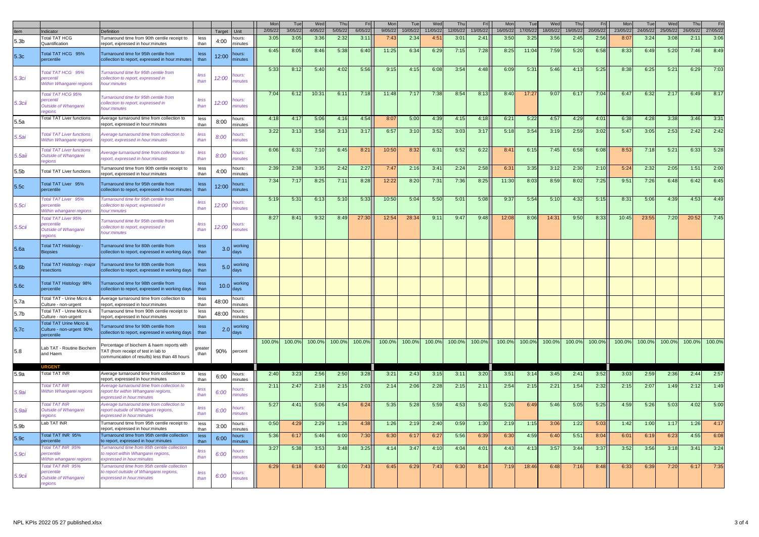| item | Indicator | Definition | | Target | Unit | Mon 2/05/22 | Tue 3/05/22 | Wed 4/05/22 | Thu 5/05/22 | Fri 6/05/22 | Mon 9/05/22 | Tue 10/05/22 | Wed 11/05/22 | Thu 12/05/22 | Fri 13/05/22 | Mon 16/05/22 | Tue 17/05/22 | Wed 18/05/22 | Thu 19/05/22 | Fri 20/05/22 | Mon 23/05/22 | Tue 24/05/22 | Wed 25/05/22 | Thu 26/05/22 | Fri 27/05/22 |
|---|---|---|---|---|---|---|---|---|---|---|---|---|---|---|---|---|---|---|---|---|---|---|---|---|---|
| 5.3b | Total TAT HCG Quantification | Turnaround time from 90th centile receipt to report, expressed in hour:minutes | less than | 4:00 | hours: minutes | 3:05 | 3:05 | 3:36 | 2:32 | 3:11 | 7:43 | 2:34 | 4:51 | 3:01 | 2:41 | 3:50 | 3:25 | 3:56 | 2:45 | 2:56 | 8:07 | 3:24 | 3:08 | 2:11 | 3:06 |
| 5.3c | Total TAT HCG 95% percentile | Turnaround time for 95th centile from collection to report, expressed in hour:minutes | less than | 12:00 | hours: minutes | 6:45 | 8:05 | 8:46 | 5:38 | 6:40 | 11:25 | 6:34 | 6:29 | 7:15 | 7:28 | 8:25 | 11:04 | 7:59 | 5:20 | 6:58 | 8:33 | 6:49 | 5:20 | 7:46 | 8:49 |
| *5.3ci* | *Total TAT HCG 95% percentil Within Whangarei regions* | *Turnaround time for 95th centile from collection to report, expressed in hour:minutes* | *less than* | *12:00* | *hours: minutes* | 5:33 | 8:12 | 5:40 | 4:02 | 5:56 | 9:15 | 4:15 | 6:08 | 3:54 | 4:48 | 6:09 | 5:31 | 5:46 | 4:13 | 5:25 | 8:38 | 6:25 | 5:21 | 6:29 | 7:03 |
| *5.3cii* | *Total TAT HCG 95% percentil Outside of Whangarei regions* | *Turnaround time for 95th centile from collection to report, expressed in hour:minutes* | *less than* | *12:00* | *hours: minutes* | 7:04 | 6:12 | 10:31 | 6:11 | 7:18 | 11:48 | 7:17 | 7:38 | 8:54 | 8:13 | 8:40 | 17:27 | 9:07 | 6:17 | 7:04 | 6:47 | 6:32 | 2:17 | 6:49 | 8:17 |
| 5.5a | Total TAT Liver functions | Average turnaround time from collection to report, expressed in hour:minutes | less than | 8:00 | hours: minutes | 4:18 | 4:17 | 5:06 | 4:16 | 4:54 | 8:07 | 5:00 | 4:39 | 4:15 | 4:18 | 6:21 | 5:22 | 4:57 | 4:29 | 4:01 | 6:38 | 4:28 | 3:38 | 3:46 | 3:31 |
| *5.5ai* | *Total TAT Liver functions Within Whangarie regions* | *Average turnaround time from collection to report, expressed in hour:minutes* | *less than* | *8:00* | *hours: minutes* | 3:22 | 3:13 | 3:58 | 3:13 | 3:17 | 6:57 | 3:10 | 3:52 | 3:03 | 3:17 | 5:18 | 3:54 | 3:19 | 2:59 | 3:02 | 5:47 | 3:05 | 2:53 | 2:42 | 2:42 |
| *5.5aii* | *Total TAT Liver functions Outside of Whangarei regions* | *Average turnaround time from collection to report, expressed in hour:minutes* | *less than* | *8:00* | *hours: minutes* | 6:06 | 6:31 | 7:10 | 6:45 | 8:21 | 10:50 | 8:32 | 6:31 | 6:52 | 6:22 | 8:41 | 6:15 | 7:45 | 6:58 | 6:08 | 8:53 | 7:18 | 5:21 | 6:33 | 5:28 |
| 5.5b | Total TAT Liver functions | Turnaround time from 90th centile receipt to report, expressed in hour:minutes | less than | 4:00 | hours: minutes | 2:39 | 2:38 | 3:35 | 2:42 | 2:27 | 7:47 | 2:16 | 3:41 | 2:24 | 2:58 | 6:31 | 3:35 | 3:12 | 2:30 | 2:10 | 5:24 | 2:32 | 2:05 | 1:51 | 2:00 |
| 5.5c | Total TAT Liver 95% percentile | Turnaround time for 95th centile from collection to report, expressed in hour:minutes | less than | 12:00 | hours: minutes | 7:34 | 7:17 | 8:25 | 7:11 | 8:28 | 12:22 | 8:20 | 7:31 | 7:36 | 8:25 | 11:30 | 8:03 | 8:59 | 8:02 | 7:25 | 9:51 | 7:26 | 6:48 | 6:42 | 6:45 |
| *5.5ci* | *Total TAT Liver 95% percentile Within whangarei regions* | *Turnaround time for 95th centile from collection to report, expressed in hour:minutes* | *less than* | *12:00* | *hours: minutes* | 5:19 | 5:31 | 6:13 | 5:10 | 5:33 | 10:50 | 5:04 | 5:50 | 5:01 | 5:08 | 9:37 | 5:54 | 5:10 | 4:32 | 5:15 | 8:31 | 5:06 | 4:39 | 4:53 | 4:49 |
| *5.5cii* | *Total TAT Liver 95% percentile Outside of Whangarei regions* | *Turnaround time for 95th centile from collection to report, expressed in hour:minutes* | *less than* | *12:00* | *hours: minutes* | 8:27 | 8:41 | 9:32 | 8:49 | 27:30 | 12:54 | 28:34 | 9:11 | 9:47 | 9:48 | 12:08 | 8:06 | 14:31 | 9:50 | 8:33 | 10:45 | 23:55 | 7:20 | 20:52 | 7:45 |
| 5.6a | Total TAT Histology - Biopsies | Turnaround time for 80th centile from collection to report, expressed in working days | less than | 3.0 | working days | | | | | | | | | | | | | | | | | | | | |
| 5.6b | Total TAT Histology - major resections | Turnaround time for 80th centile from collection to report, expressed in working days | less than | 5.0 | working days | | | | | | | | | | | | | | | | | | | | |
| 5.6c | Total TAT Histology 98% percentile | Turnaround time for 98th centile from collection to report, expressed in working days | less than | 10.0 | working days | | | | | | | | | | | | | | | | | | | | |
| 5.7a | Total TAT - Urine Micro & Culture - non-urgent | Average turnaround time from collection to report, expressed in hour:minutes | less than | 48:00 | hours: minutes | | | | | | | | | | | | | | | | | | | | |
| 5.7b | Total TAT - Urine Micro & Culture - non-urgent | Turnaround time from 90th centile receipt to report, expressed in hour:minutes | less than | 48:00 | hours: minutes | | | | | | | | | | | | | | | | | | | | |
| 5.7c | Total TAT Urine Micro & Culture - non-urgent 90% percentile | Turnaround time for 90th centile from collection to report, expressed in working days | less than | 2.0 | working days | | | | | | | | | | | | | | | | | | | | |
| 5.8 | Lab TAT - Routine Biochem and Haem | Percentage of biochem & haem reports with TAT (from receipt of test in lab to communication of results) less than 48 hours | greater than | 90% | percent | 100.0% | 100.0% | 100.0% | 100.0% | 100.0% | 100.0% | 100.0% | 100.0% | 100.0% | 100.0% | 100.0% | 100.0% | 100.0% | 100.0% | 100.0% | 100.0% | 100.0% | 100.0% | 100.0% | 100.0% |
| | **URGENT** | | | | | | | | | | | | | | | | | | | | | | | | |
| 5.9a | Total TAT INR | Average turnaround time from collection to report, expressed in hour:minutes | less than | 6:00 | hours: minutes | 2:40 | 3:23 | 2:56 | 2:50 | 3:28 | 3:21 | 2:43 | 3:15 | 3:11 | 3:20 | 3:51 | 3:14 | 3:45 | 2:41 | 3:52 | 3:03 | 2:59 | 2:36 | 2:44 | 2:57 |
| *5.9ai* | *Total TAT INR Within Whangarei regions* | *Average turnaround time from collection to report for within Whangarei regions, expressed in hour:minutes* | *less than* | *6:00* | *hours: minutes* | 2:11 | 2:47 | 2:18 | 2:15 | 2:03 | 2:14 | 2:06 | 2:28 | 2:15 | 2:11 | 2:54 | 2:15 | 2:21 | 1:54 | 2:32 | 2:15 | 2:07 | 1:49 | 2:12 | 1:49 |
| *5.9aii* | *Total TAT INR Outside of Whangarei regions* | *Average turnaround time from collection to report outside of Whangarei regions, expressed in hour:minutes* | *less than* | *6:00* | *hours: minutes* | 5:27 | 4:41 | 5:06 | 4:54 | 6:24 | 5:35 | 5:28 | 5:59 | 4:53 | 5:45 | 5:26 | 6:49 | 5:46 | 5:05 | 5:25 | 4:59 | 5:26 | 5:03 | 4:02 | 5:00 |
| 5.9b | Lab TAT INR | Turnaround time from 95th centile receipt to report, expressed in hour:minutes | less than | 3:00 | hours: minutes | 0:50 | 4:29 | 2:29 | 1:26 | 4:38 | 1:26 | 2:19 | 2:40 | 0:59 | 1:30 | 2:19 | 1:15 | 3:06 | 1:22 | 5:03 | 1:42 | 1:00 | 1:17 | 1:26 | 4:17 |
| 5.9c | Total TAT INR 95% percentile | Turnaround time from 95th centile collection to report, expressed in hour:minutes | less than | 6:00 | hours: minutes | 5:36 | 6:17 | 5:46 | 6:00 | 7:30 | 6:30 | 6:17 | 6:27 | 5:56 | 6:39 | 6:30 | 4:59 | 6:40 | 5:51 | 8:04 | 6:01 | 6:19 | 6:23 | 4:55 | 6:08 |
| *5.9ci* | *Total TAT INR 95% percentile Within whangarei regions* | *Turnaround time from 95th centile collection to report within Whangarei regions, expressed in hour:minutes* | *less than* | *6:00* | *hours: minutes* | 3:27 | 5:38 | 3:53 | 3:48 | 3:25 | 4:14 | 3:47 | 4:10 | 4:04 | 4:01 | 4:43 | 4:13 | 3:57 | 3:44 | 3:37 | 3:52 | 3:56 | 3:18 | 3:41 | 3:24 |
| *5.9cii* | *Total TAT INR 95% percentile Outside of Whangarei regions* | *Turnaround time from 95th centile collection to report outside of Whangarei regions, expressed in hour:minutes* | *less than* | *6:00* | *hours: minutes* | 6:29 | 6:18 | 6:40 | 6:00 | 7:43 | 6:45 | 6:29 | 7:43 | 6:30 | 8:14 | 7:19 | 18:46 | 6:48 | 7:16 | 8:48 | 6:33 | 6:39 | 7:20 | 6:17 | 7:35 |

NPL KPIs 2022 05 27 published.xlsx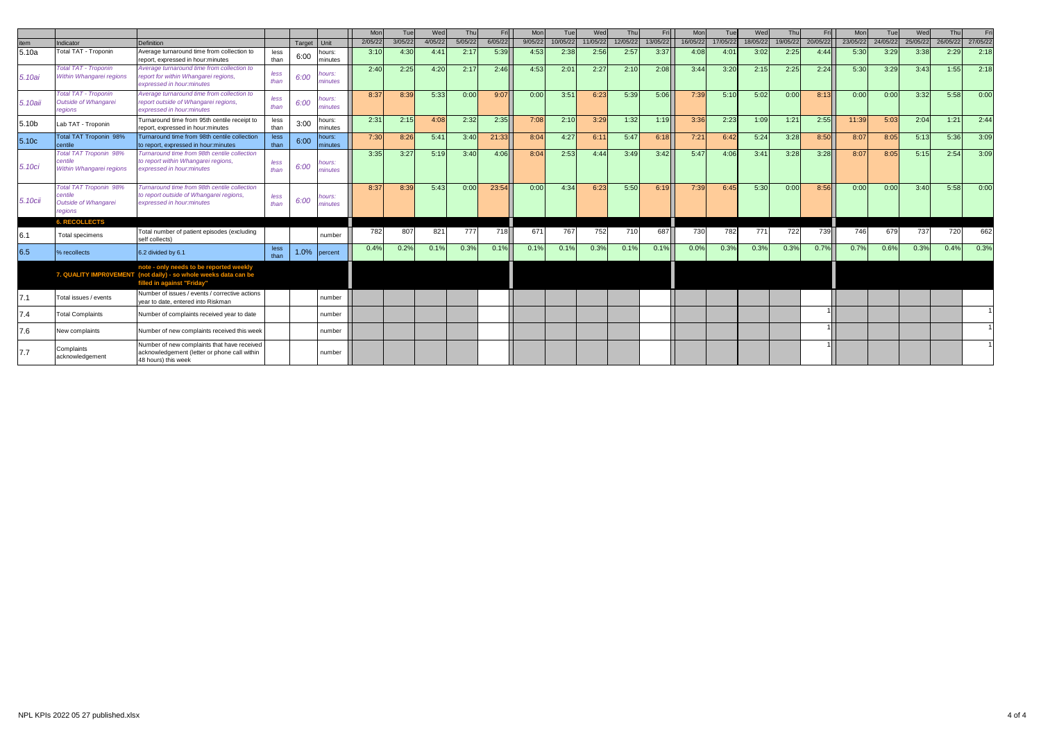| | | | | | | Mon | Tue | Wed | Thu | Fri | Mon | Tue | Wed | Thu | Fri | Mon | Tue | Wed | Thu | Fri | Mon | Tue | Wed | Thu | Fri |
|---|---|---|---|---|---|---|---|---|---|---|---|---|---|---|---|---|---|---|---|---|---|---|---|---|---|
| item | Indicator | Definition | | Target | Unit | 2/05/22 | 3/05/22 | 4/05/22 | 5/05/22 | 6/05/22 | 9/05/22 | 10/05/22 | 11/05/22 | 12/05/22 | 13/05/22 | 16/05/22 | 17/05/22 | 18/05/22 | 19/05/22 | 20/05/22 | 23/05/22 | 24/05/22 | 25/05/22 | 26/05/22 | 27/05/22 |
| 5.10a | Total TAT - Troponin | Average turnaround time from collection to report, expressed in hour:minutes | less than | 6:00 | hours: minutes | 3:10 | 4:30 | 4:41 | 2:17 | 5:39 | 4:53 | 2:38 | 2:56 | 2:57 | 3:37 | 4:08 | 4:01 | 3:02 | 2:25 | 4:44 | 5:30 | 3:29 | 3:38 | 2:29 | 2:18 |
| *5.10ai* | *Total TAT - Troponin Within Whangarei regions* | *Average turnaround time from collection to report for within Whangarei regions, expressed in hour:minutes* | *less than* | *6:00* | *hours: minutes* | 2:40 | 2:25 | 4:20 | 2:17 | 2:46 | 4:53 | 2:01 | 2:27 | 2:10 | 2:08 | 3:44 | 3:20 | 2:15 | 2:25 | 2:24 | 5:30 | 3:29 | 3:43 | 1:55 | 2:18 |
| *5.10aii* | *Total TAT - Troponin Outside of Whangarei regions* | *Average turnaround time from collection to report outside of Whangarei regions, expressed in hour:minutes* | *less than* | *6:00* | *hours: minutes* | 8:37 | 8:39 | 5:33 | 0:00 | 9:07 | 0:00 | 3:51 | 6:23 | 5:39 | 5:06 | 7:39 | 5:10 | 5:02 | 0:00 | 8:13 | 0:00 | 0:00 | 3:32 | 5:58 | 0:00 |
| 5.10b | Lab TAT - Troponin | Turnaround time from 95th centile receipt to report, expressed in hour:minutes | less than | 3:00 | hours: minutes | 2:31 | 2:15 | 4:08 | 2:32 | 2:35 | 7:08 | 2:10 | 3:29 | 1:32 | 1:19 | 3:36 | 2:23 | 1:09 | 1:21 | 2:55 | 11:39 | 5:03 | 2:04 | 1:21 | 2:44 |
| 5.10c | Total TAT Troponin 98% centile | Turnaround time from 98th centile collection to report, expressed in hour:minutes | less than | 6:00 | hours: minutes | 7:30 | 8:26 | 5:41 | 3:40 | 21:33 | 8:04 | 4:27 | 6:11 | 5:47 | 6:18 | 7:21 | 6:42 | 5:24 | 3:28 | 8:50 | 8:07 | 8:05 | 5:13 | 5:36 | 3:09 |
| *5.10ci* | *Total TAT Troponin 98% centile Within Whangarei regions* | *Turnaround time from 98th centile collection to report within Whangarei regions, expressed in hour:minutes* | *less than* | *6:00* | *hours: minutes* | 3:35 | 3:27 | 5:19 | 3:40 | 4:06 | 8:04 | 2:53 | 4:44 | 3:49 | 3:42 | 5:47 | 4:06 | 3:41 | 3:28 | 3:28 | 8:07 | 8:05 | 5:15 | 2:54 | 3:09 |
| *5.10cii* | *Total TAT Troponin 98% centile Outside of Whangarei regions* | *Turnaround time from 98th centile collection to report outside of Whangarei regions, expressed in hour:minutes* | *less than* | *6:00* | *hours: minutes* | 8:37 | 8:39 | 5:43 | 0:00 | 23:54 | 0:00 | 4:34 | 6:23 | 5:50 | 6:19 | 7:39 | 6:45 | 5:30 | 0:00 | 8:56 | 0:00 | 0:00 | 3:40 | 5:58 | 0:00 |
| | **6. RECOLLECTS** | | | | | | | | | | | | | | | | | | | | | | | | |
| 6.1 | Total specimens | Total number of patient episodes (excluding self collects) | | | number | 782 | 807 | 821 | 777 | 718 | 671 | 767 | 752 | 710 | 687 | 730 | 782 | 771 | 722 | 739 | 746 | 679 | 737 | 720 | 662 |
| 6.5 | % recollects | 6.2 divided by 6.1 | less than | 1.0% | percent | 0.4% | 0.2% | 0.1% | 0.3% | 0.1% | 0.1% | 0.1% | 0.3% | 0.1% | 0.1% | 0.0% | 0.3% | 0.3% | 0.3% | 0.7% | 0.7% | 0.6% | 0.3% | 0.4% | 0.3% |
| | **7. QUALITY IMPROVEMENT** | **note - only needs to be reported weekly (not daily) - so whole weeks data can be filled in against "Friday"** | | | | | | | | | | | | | | | | | | | | | | | |
| 7.1 | Total issues / events | Number of issues / events / corrective actions year to date, entered into Riskman | | | number | | | | | | | | | | | | | | | | | | | | |
| 7.4 | Total Complaints | Number of complaints received year to date | | | number | | | | | | | | | | | | | | | 1 | | | | | 1 |
| 7.6 | New complaints | Number of new complaints received this week | | | number | | | | | | | | | | | | | | | 1 | | | | | 1 |
| 7.7 | Complaints acknowledgement | Number of new complaints that have received acknowledgement (letter or phone call within 48 hours) this week | | | number | | | | | | | | | | | | | | | 1 | | | | | 1 |